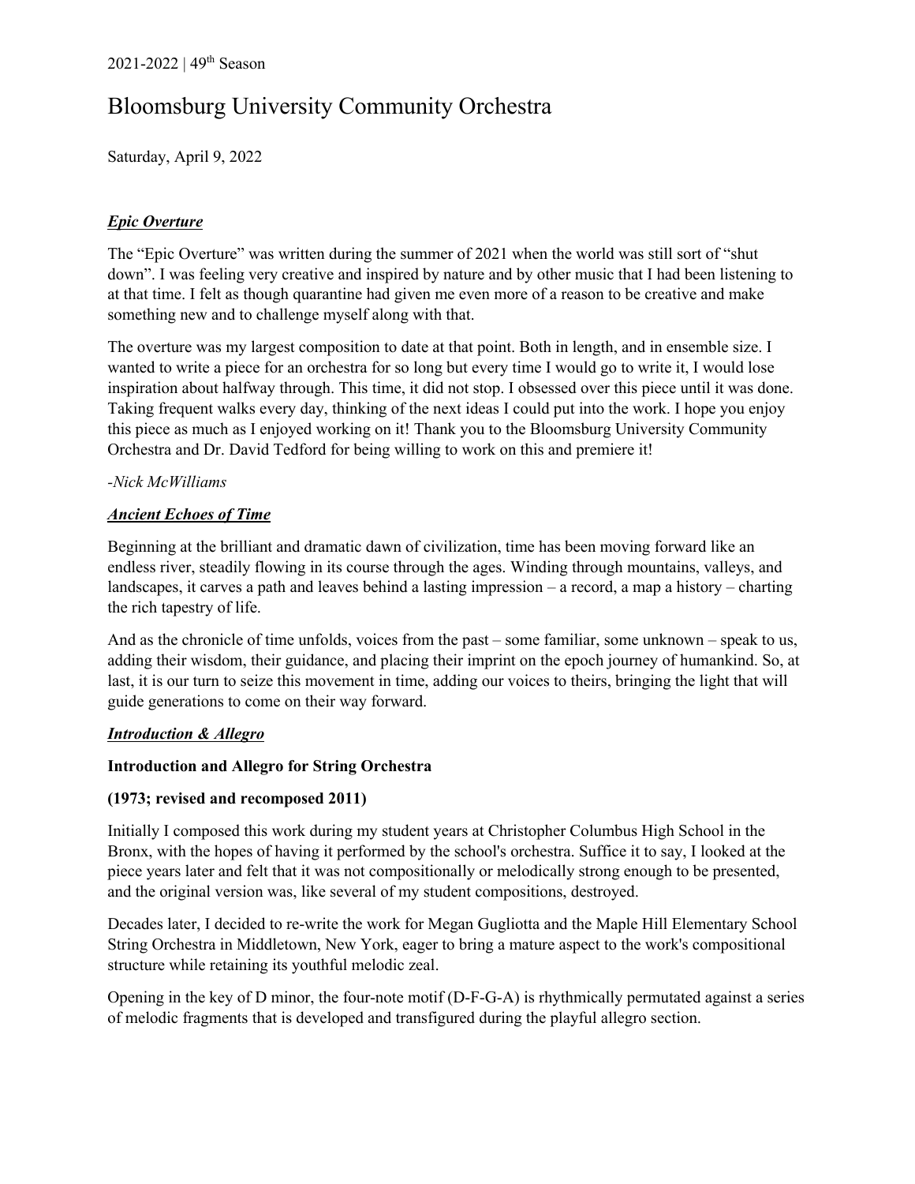2021-2022 | 49th Season

# Bloomsburg University Community Orchestra

Saturday, April 9, 2022

## ***Epic Overture***

The "Epic Overture" was written during the summer of 2021 when the world was still sort of "shut down". I was feeling very creative and inspired by nature and by other music that I had been listening to at that time. I felt as though quarantine had given me even more of a reason to be creative and make something new and to challenge myself along with that.

The overture was my largest composition to date at that point. Both in length, and in ensemble size. I wanted to write a piece for an orchestra for so long but every time I would go to write it, I would lose inspiration about halfway through. This time, it did not stop. I obsessed over this piece until it was done. Taking frequent walks every day, thinking of the next ideas I could put into the work. I hope you enjoy this piece as much as I enjoyed working on it! Thank you to the Bloomsburg University Community Orchestra and Dr. David Tedford for being willing to work on this and premiere it!

*-Nick McWilliams*

## ***Ancient Echoes of Time***

Beginning at the brilliant and dramatic dawn of civilization, time has been moving forward like an endless river, steadily flowing in its course through the ages. Winding through mountains, valleys, and landscapes, it carves a path and leaves behind a lasting impression – a record, a map a history – charting the rich tapestry of life.

And as the chronicle of time unfolds, voices from the past – some familiar, some unknown – speak to us, adding their wisdom, their guidance, and placing their imprint on the epoch journey of humankind. So, at last, it is our turn to seize this movement in time, adding our voices to theirs, bringing the light that will guide generations to come on their way forward.

## ***Introduction & Allegro***

**Introduction and Allegro for String Orchestra**

**(1973; revised and recomposed 2011)**

Initially I composed this work during my student years at Christopher Columbus High School in the Bronx, with the hopes of having it performed by the school's orchestra. Suffice it to say, I looked at the piece years later and felt that it was not compositionally or melodically strong enough to be presented, and the original version was, like several of my student compositions, destroyed.

Decades later, I decided to re-write the work for Megan Gugliotta and the Maple Hill Elementary School String Orchestra in Middletown, New York, eager to bring a mature aspect to the work's compositional structure while retaining its youthful melodic zeal.

Opening in the key of D minor, the four-note motif (D-F-G-A) is rhythmically permutated against a series of melodic fragments that is developed and transfigured during the playful allegro section.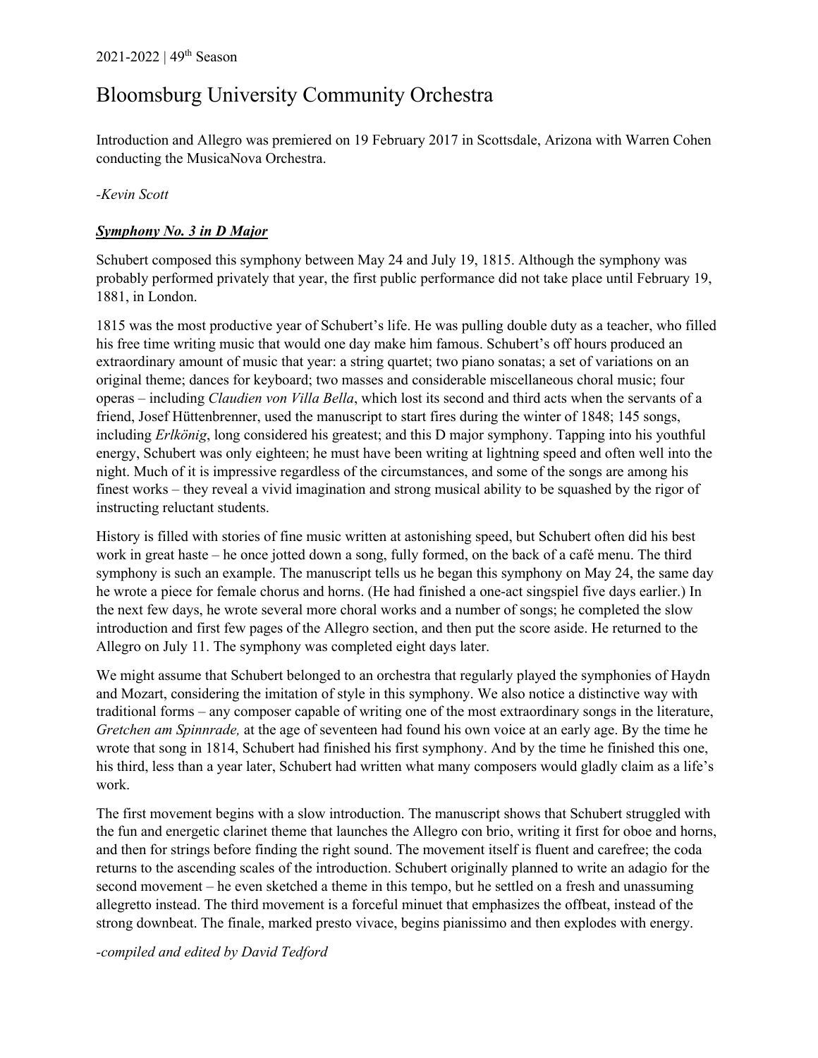Introduction and Allegro was premiered on 19 February 2017 in Scottsdale, Arizona with Warren Cohen conducting the MusicaNova Orchestra.

*-Kevin Scott*

### ***Symphony No. 3 in D Major***

Schubert composed this symphony between May 24 and July 19, 1815. Although the symphony was probably performed privately that year, the first public performance did not take place until February 19, 1881, in London.

1815 was the most productive year of Schubert's life. He was pulling double duty as a teacher, who filled his free time writing music that would one day make him famous. Schubert's off hours produced an extraordinary amount of music that year: a string quartet; two piano sonatas; a set of variations on an original theme; dances for keyboard; two masses and considerable miscellaneous choral music; four operas – including *Claudien von Villa Bella*, which lost its second and third acts when the servants of a friend, Josef Hüttenbrenner, used the manuscript to start fires during the winter of 1848; 145 songs, including *Erlkönig*, long considered his greatest; and this D major symphony. Tapping into his youthful energy, Schubert was only eighteen; he must have been writing at lightning speed and often well into the night. Much of it is impressive regardless of the circumstances, and some of the songs are among his finest works – they reveal a vivid imagination and strong musical ability to be squashed by the rigor of instructing reluctant students.

History is filled with stories of fine music written at astonishing speed, but Schubert often did his best work in great haste – he once jotted down a song, fully formed, on the back of a café menu. The third symphony is such an example. The manuscript tells us he began this symphony on May 24, the same day he wrote a piece for female chorus and horns. (He had finished a one-act singspiel five days earlier.) In the next few days, he wrote several more choral works and a number of songs; he completed the slow introduction and first few pages of the Allegro section, and then put the score aside. He returned to the Allegro on July 11. The symphony was completed eight days later.

We might assume that Schubert belonged to an orchestra that regularly played the symphonies of Haydn and Mozart, considering the imitation of style in this symphony. We also notice a distinctive way with traditional forms – any composer capable of writing one of the most extraordinary songs in the literature, *Gretchen am Spinnrade,* at the age of seventeen had found his own voice at an early age. By the time he wrote that song in 1814, Schubert had finished his first symphony. And by the time he finished this one, his third, less than a year later, Schubert had written what many composers would gladly claim as a life's work.

The first movement begins with a slow introduction. The manuscript shows that Schubert struggled with the fun and energetic clarinet theme that launches the Allegro con brio, writing it first for oboe and horns, and then for strings before finding the right sound. The movement itself is fluent and carefree; the coda returns to the ascending scales of the introduction. Schubert originally planned to write an adagio for the second movement – he even sketched a theme in this tempo, but he settled on a fresh and unassuming allegretto instead. The third movement is a forceful minuet that emphasizes the offbeat, instead of the strong downbeat. The finale, marked presto vivace, begins pianissimo and then explodes with energy.

*-compiled and edited by David Tedford*